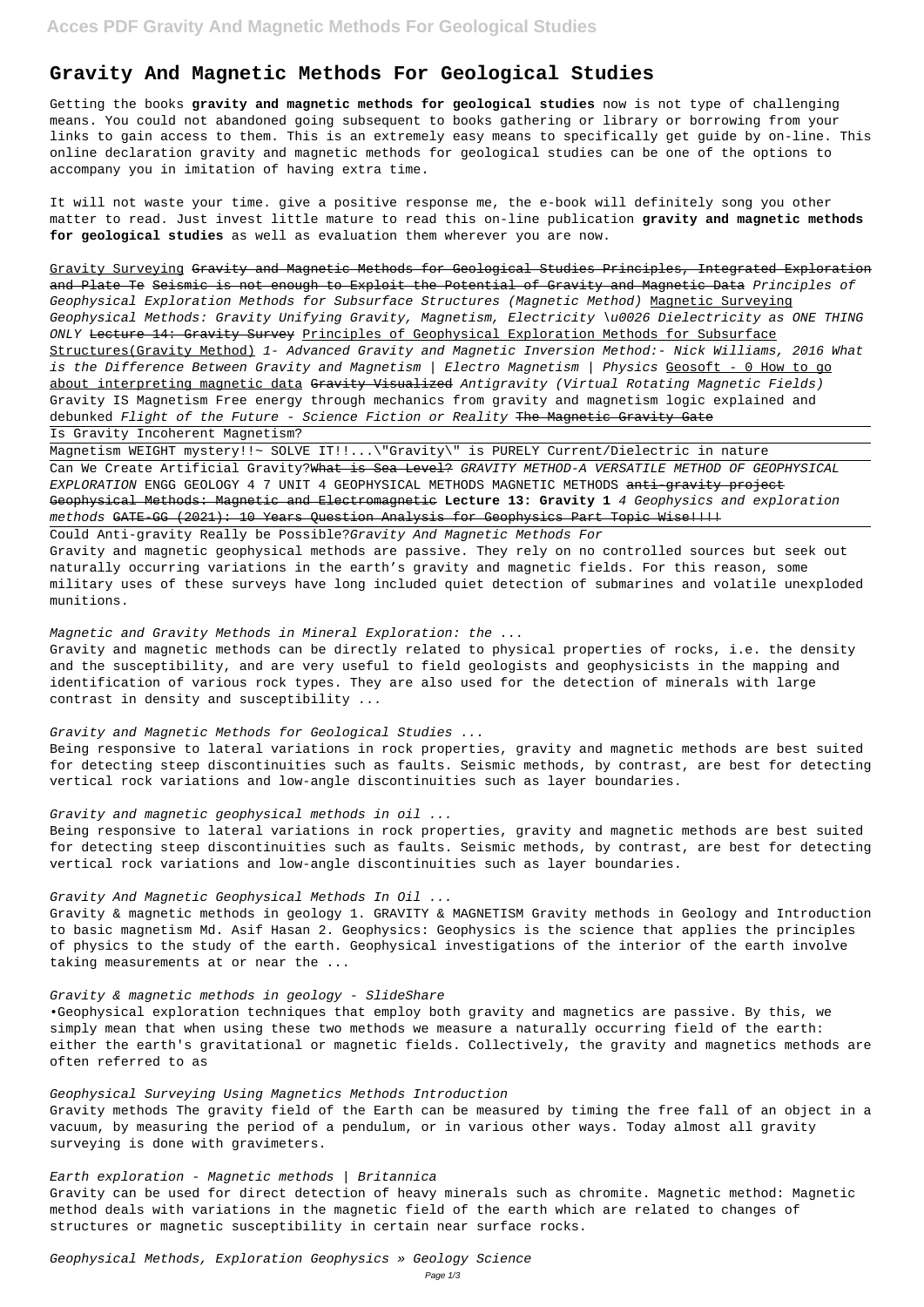# Gravity And Magnetic Methods For Geological Studies

Getting the books **gravity and magnetic methods for geological studies** now is not type of challenging means. You could not abandoned going subsequent to books gathering or library or borrowing from your links to gain access to them. This is an extremely easy means to specifically get guide by on-line. This online declaration gravity and magnetic methods for geological studies can be one of the options to accompany you in imitation of having extra time.

It will not waste your time. give a positive response me, the e-book will definitely song you other matter to read. Just invest little mature to read this on-line publication **gravity and magnetic methods for geological studies** as well as evaluation them wherever you are now.

Gravity Surveying ~~Gravity and Magnetic Methods for Geological Studies Principles, Integrated Exploration and Plate Te~~ ~~Seismic is not enough to Exploit the Potential of Gravity and Magnetic Data~~ *Principles of Geophysical Exploration Methods for Subsurface Structures (Magnetic Method)* Magnetic Surveying *Geophysical Methods: Gravity Unifying Gravity, Magnetism, Electricity \u0026 Dielectricity as ONE THING ONLY* ~~Lecture 14: Gravity Survey~~ Principles of Geophysical Exploration Methods for Subsurface Structures(Gravity Method) *1- Advanced Gravity and Magnetic Inversion Method:- Nick Williams, 2016 What is the Difference Between Gravity and Magnetism | Electro Magnetism | Physics* Geosoft - 0 How to go about interpreting magnetic data ~~Gravity Visualized~~ *Antigravity (Virtual Rotating Magnetic Fields)* Gravity IS Magnetism Free energy through mechanics from gravity and magnetism logic explained and debunked *Flight of the Future - Science Fiction or Reality* ~~The Magnetic Gravity Gate~~

Is Gravity Incoherent Magnetism?

Magnetism WEIGHT mystery!!~ SOLVE IT!!...\"Gravity\" is PURELY Current/Dielectric in nature

Can We Create Artificial Gravity?~~What is Sea Level?~~ *GRAVITY METHOD-A VERSATILE METHOD OF GEOPHYSICAL EXPLORATION* ENGG GEOLOGY 4 7 UNIT 4 GEOPHYSICAL METHODS MAGNETIC METHODS ~~anti-gravity project~~ ~~Geophysical Methods: Magnetic and Electromagnetic~~ **Lecture 13: Gravity 1** *4 Geophysics and exploration methods* ~~GATE-GG (2021): 10 Years Question Analysis for Geophysics Part Topic Wise!!!!~~

Could Anti-gravity Really be Possible?*Gravity And Magnetic Methods For*

Gravity and magnetic geophysical methods are passive. They rely on no controlled sources but seek out naturally occurring variations in the earth's gravity and magnetic fields. For this reason, some military uses of these surveys have long included quiet detection of submarines and volatile unexploded munitions.

*Magnetic and Gravity Methods in Mineral Exploration: the ...*

Gravity and magnetic methods can be directly related to physical properties of rocks, i.e. the density and the susceptibility, and are very useful to field geologists and geophysicists in the mapping and identification of various rock types. They are also used for the detection of minerals with large contrast in density and susceptibility ...

*Gravity and Magnetic Methods for Geological Studies ...*

Being responsive to lateral variations in rock properties, gravity and magnetic methods are best suited for detecting steep discontinuities such as faults. Seismic methods, by contrast, are best for detecting vertical rock variations and low-angle discontinuities such as layer boundaries.

*Gravity and magnetic geophysical methods in oil ...*

Being responsive to lateral variations in rock properties, gravity and magnetic methods are best suited for detecting steep discontinuities such as faults. Seismic methods, by contrast, are best for detecting vertical rock variations and low-angle discontinuities such as layer boundaries.

*Gravity And Magnetic Geophysical Methods In Oil ...*

Gravity & magnetic methods in geology 1. GRAVITY & MAGNETISM Gravity methods in Geology and Introduction to basic magnetism Md. Asif Hasan 2. Geophysics: Geophysics is the science that applies the principles of physics to the study of the earth. Geophysical investigations of the interior of the earth involve taking measurements at or near the ...

*Gravity & magnetic methods in geology - SlideShare*

•Geophysical exploration techniques that employ both gravity and magnetics are passive. By this, we simply mean that when using these two methods we measure a naturally occurring field of the earth: either the earth's gravitational or magnetic fields. Collectively, the gravity and magnetics methods are often referred to as

*Geophysical Surveying Using Magnetics Methods Introduction*

Gravity methods The gravity field of the Earth can be measured by timing the free fall of an object in a vacuum, by measuring the period of a pendulum, or in various other ways. Today almost all gravity surveying is done with gravimeters.

*Earth exploration - Magnetic methods | Britannica*

Gravity can be used for direct detection of heavy minerals such as chromite. Magnetic method: Magnetic method deals with variations in the magnetic field of the earth which are related to changes of structures or magnetic susceptibility in certain near surface rocks.

*Geophysical Methods, Exploration Geophysics » Geology Science*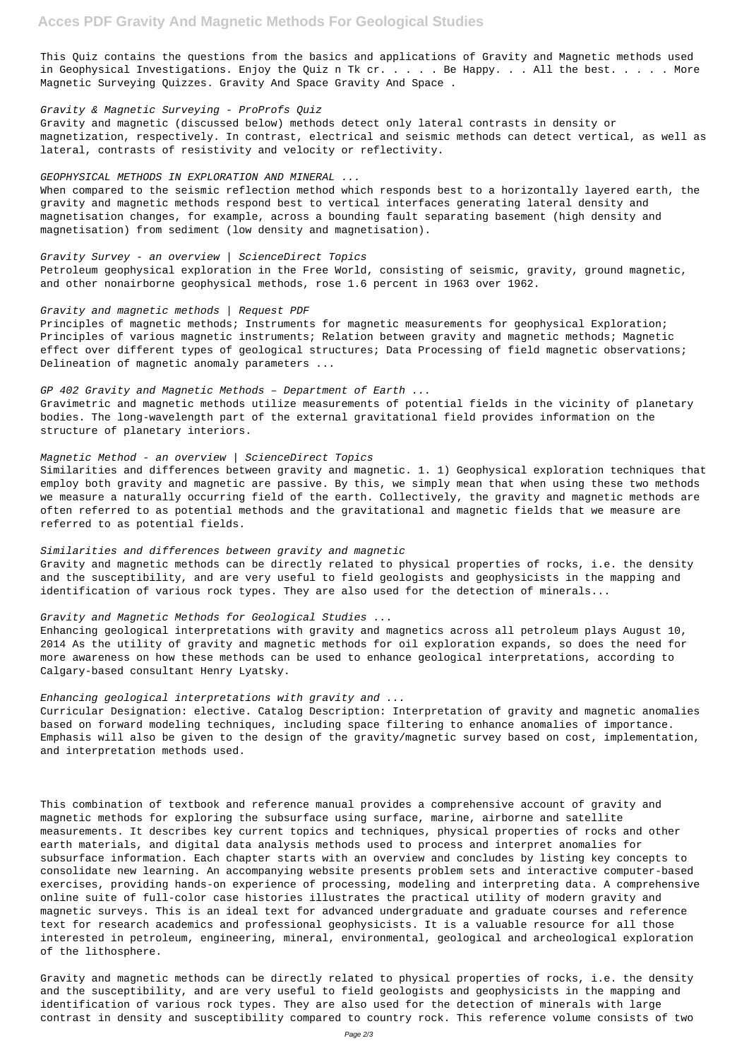This Quiz contains the questions from the basics and applications of Gravity and Magnetic methods used in Geophysical Investigations. Enjoy the Quiz n Tk cr. . . . . Be Happy. . . All the best. . . . . More Magnetic Surveying Quizzes. Gravity And Space Gravity And Space .

*Gravity & Magnetic Surveying - ProProfs Quiz*

Gravity and magnetic (discussed below) methods detect only lateral contrasts in density or magnetization, respectively. In contrast, electrical and seismic methods can detect vertical, as well as lateral, contrasts of resistivity and velocity or reflectivity.

*GEOPHYSICAL METHODS IN EXPLORATION AND MINERAL ...*

When compared to the seismic reflection method which responds best to a horizontally layered earth, the gravity and magnetic methods respond best to vertical interfaces generating lateral density and magnetisation changes, for example, across a bounding fault separating basement (high density and magnetisation) from sediment (low density and magnetisation).

*Gravity Survey - an overview | ScienceDirect Topics*

Petroleum geophysical exploration in the Free World, consisting of seismic, gravity, ground magnetic, and other nonairborne geophysical methods, rose 1.6 percent in 1963 over 1962.

*Gravity and magnetic methods | Request PDF*

Principles of magnetic methods; Instruments for magnetic measurements for geophysical Exploration; Principles of various magnetic instruments; Relation between gravity and magnetic methods; Magnetic effect over different types of geological structures; Data Processing of field magnetic observations; Delineation of magnetic anomaly parameters ...

*GP 402 Gravity and Magnetic Methods – Department of Earth ...*

Gravimetric and magnetic methods utilize measurements of potential fields in the vicinity of planetary bodies. The long-wavelength part of the external gravitational field provides information on the structure of planetary interiors.

*Magnetic Method - an overview | ScienceDirect Topics*

Similarities and differences between gravity and magnetic. 1. 1) Geophysical exploration techniques that employ both gravity and magnetic are passive. By this, we simply mean that when using these two methods we measure a naturally occurring field of the earth. Collectively, the gravity and magnetic methods are often referred to as potential methods and the gravitational and magnetic fields that we measure are referred to as potential fields.

*Similarities and differences between gravity and magnetic*

Gravity and magnetic methods can be directly related to physical properties of rocks, i.e. the density and the susceptibility, and are very useful to field geologists and geophysicists in the mapping and identification of various rock types. They are also used for the detection of minerals...

*Gravity and Magnetic Methods for Geological Studies ...*

Enhancing geological interpretations with gravity and magnetics across all petroleum plays August 10, 2014 As the utility of gravity and magnetic methods for oil exploration expands, so does the need for more awareness on how these methods can be used to enhance geological interpretations, according to Calgary-based consultant Henry Lyatsky.

*Enhancing geological interpretations with gravity and ...*

Curricular Designation: elective. Catalog Description: Interpretation of gravity and magnetic anomalies based on forward modeling techniques, including space filtering to enhance anomalies of importance. Emphasis will also be given to the design of the gravity/magnetic survey based on cost, implementation, and interpretation methods used.

This combination of textbook and reference manual provides a comprehensive account of gravity and magnetic methods for exploring the subsurface using surface, marine, airborne and satellite measurements. It describes key current topics and techniques, physical properties of rocks and other earth materials, and digital data analysis methods used to process and interpret anomalies for subsurface information. Each chapter starts with an overview and concludes by listing key concepts to consolidate new learning. An accompanying website presents problem sets and interactive computer-based exercises, providing hands-on experience of processing, modeling and interpreting data. A comprehensive online suite of full-color case histories illustrates the practical utility of modern gravity and magnetic surveys. This is an ideal text for advanced undergraduate and graduate courses and reference text for research academics and professional geophysicists. It is a valuable resource for all those interested in petroleum, engineering, mineral, environmental, geological and archeological exploration of the lithosphere.

Gravity and magnetic methods can be directly related to physical properties of rocks, i.e. the density and the susceptibility, and are very useful to field geologists and geophysicists in the mapping and identification of various rock types. They are also used for the detection of minerals with large contrast in density and susceptibility compared to country rock. This reference volume consists of two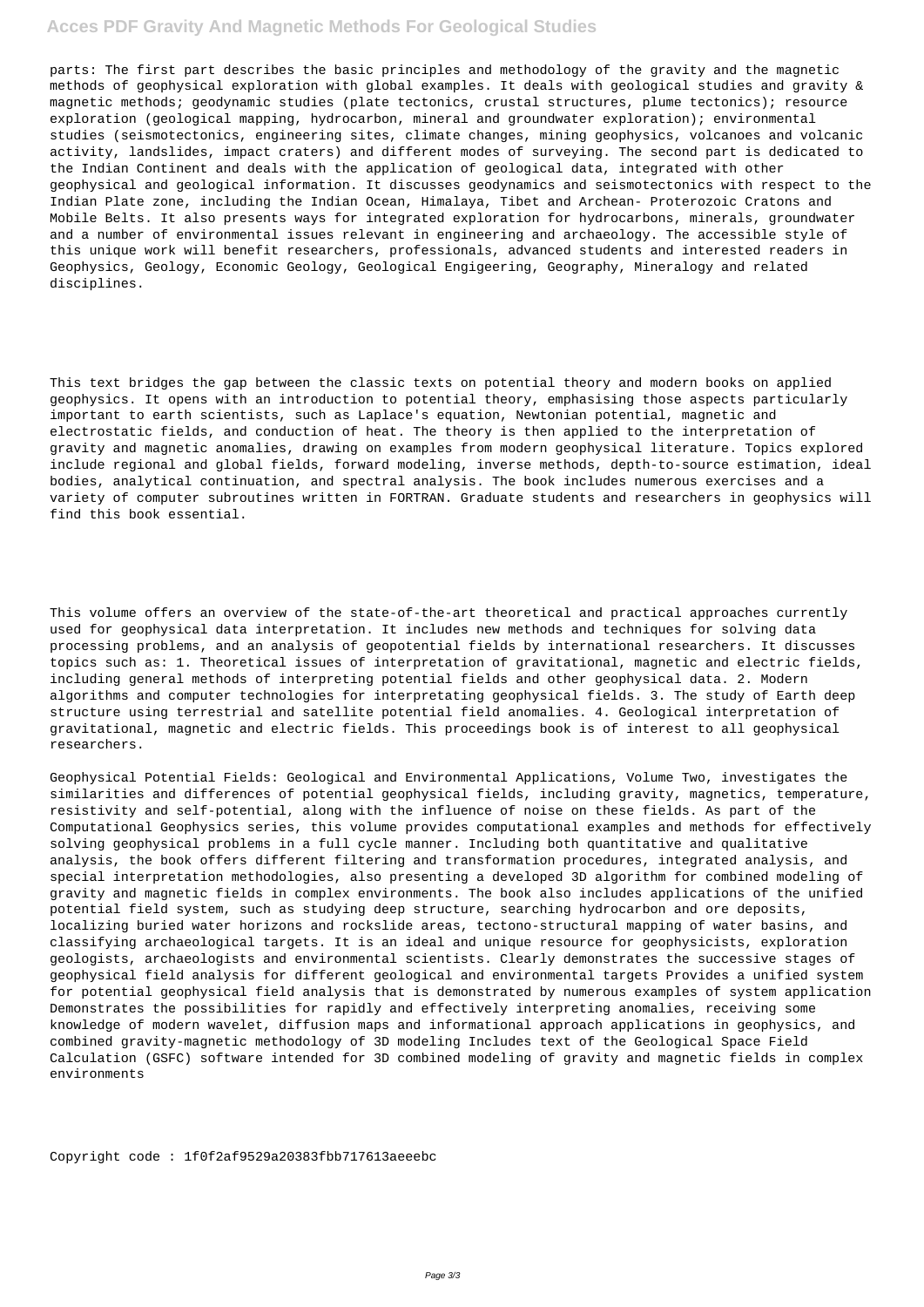parts: The first part describes the basic principles and methodology of the gravity and the magnetic methods of geophysical exploration with global examples. It deals with geological studies and gravity & magnetic methods; geodynamic studies (plate tectonics, crustal structures, plume tectonics); resource exploration (geological mapping, hydrocarbon, mineral and groundwater exploration); environmental studies (seismotectonics, engineering sites, climate changes, mining geophysics, volcanoes and volcanic activity, landslides, impact craters) and different modes of surveying. The second part is dedicated to the Indian Continent and deals with the application of geological data, integrated with other geophysical and geological information. It discusses geodynamics and seismotectonics with respect to the Indian Plate zone, including the Indian Ocean, Himalaya, Tibet and Archean- Proterozoic Cratons and Mobile Belts. It also presents ways for integrated exploration for hydrocarbons, minerals, groundwater and a number of environmental issues relevant in engineering and archaeology. The accessible style of this unique work will benefit researchers, professionals, advanced students and interested readers in Geophysics, Geology, Economic Geology, Geological Engigeering, Geography, Mineralogy and related disciplines.

This text bridges the gap between the classic texts on potential theory and modern books on applied geophysics. It opens with an introduction to potential theory, emphasising those aspects particularly important to earth scientists, such as Laplace's equation, Newtonian potential, magnetic and electrostatic fields, and conduction of heat. The theory is then applied to the interpretation of gravity and magnetic anomalies, drawing on examples from modern geophysical literature. Topics explored include regional and global fields, forward modeling, inverse methods, depth-to-source estimation, ideal bodies, analytical continuation, and spectral analysis. The book includes numerous exercises and a variety of computer subroutines written in FORTRAN. Graduate students and researchers in geophysics will find this book essential.

This volume offers an overview of the state-of-the-art theoretical and practical approaches currently used for geophysical data interpretation. It includes new methods and techniques for solving data processing problems, and an analysis of geopotential fields by international researchers. It discusses topics such as: 1. Theoretical issues of interpretation of gravitational, magnetic and electric fields, including general methods of interpreting potential fields and other geophysical data. 2. Modern algorithms and computer technologies for interpretating geophysical fields. 3. The study of Earth deep structure using terrestrial and satellite potential field anomalies. 4. Geological interpretation of gravitational, magnetic and electric fields. This proceedings book is of interest to all geophysical researchers.

Geophysical Potential Fields: Geological and Environmental Applications, Volume Two, investigates the similarities and differences of potential geophysical fields, including gravity, magnetics, temperature, resistivity and self-potential, along with the influence of noise on these fields. As part of the Computational Geophysics series, this volume provides computational examples and methods for effectively solving geophysical problems in a full cycle manner. Including both quantitative and qualitative analysis, the book offers different filtering and transformation procedures, integrated analysis, and special interpretation methodologies, also presenting a developed 3D algorithm for combined modeling of gravity and magnetic fields in complex environments. The book also includes applications of the unified potential field system, such as studying deep structure, searching hydrocarbon and ore deposits, localizing buried water horizons and rockslide areas, tectono-structural mapping of water basins, and classifying archaeological targets. It is an ideal and unique resource for geophysicists, exploration geologists, archaeologists and environmental scientists. Clearly demonstrates the successive stages of geophysical field analysis for different geological and environmental targets Provides a unified system for potential geophysical field analysis that is demonstrated by numerous examples of system application Demonstrates the possibilities for rapidly and effectively interpreting anomalies, receiving some knowledge of modern wavelet, diffusion maps and informational approach applications in geophysics, and combined gravity-magnetic methodology of 3D modeling Includes text of the Geological Space Field Calculation (GSFC) software intended for 3D combined modeling of gravity and magnetic fields in complex environments

Copyright code : 1f0f2af9529a20383fbb717613aeeebc